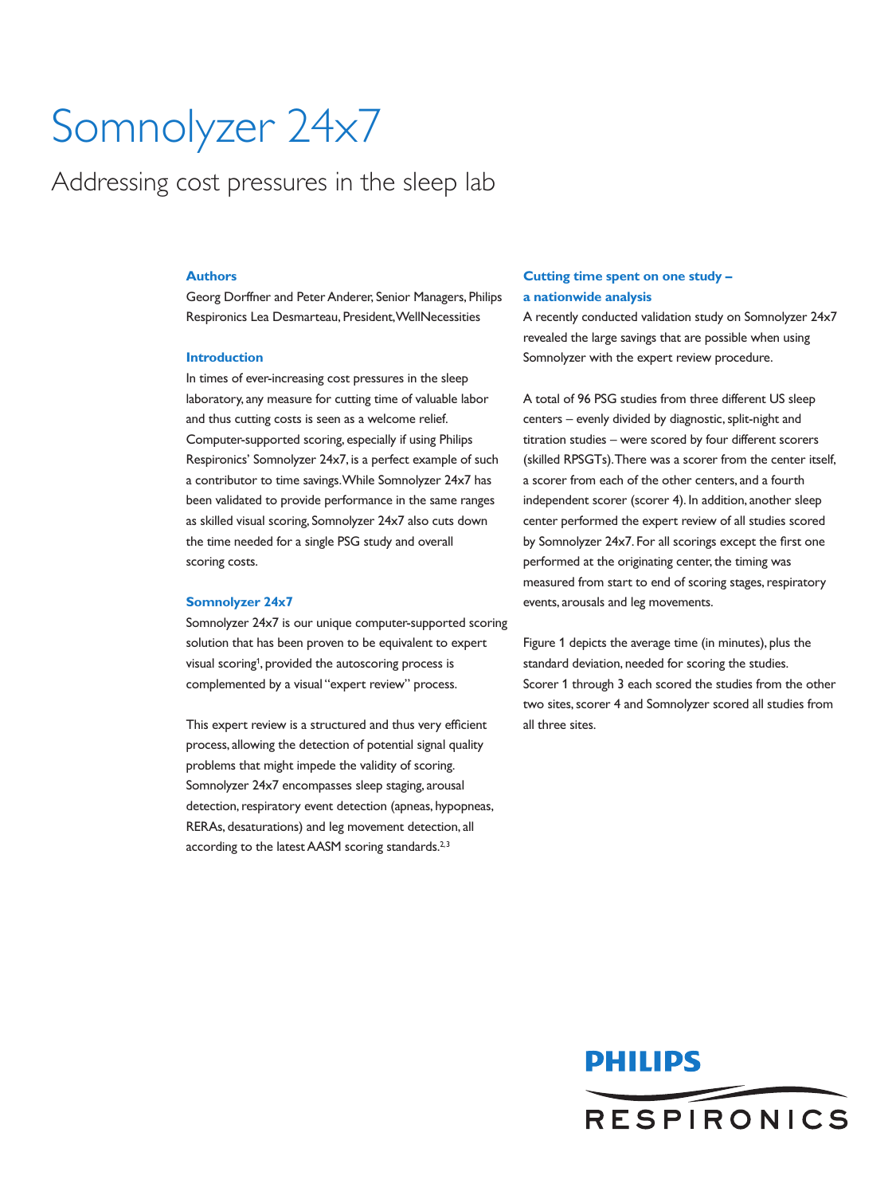# Somnolyzer 24x7

## Addressing cost pressures in the sleep lab

### Authors

Georg Dorffner and Peter Anderer, Senior Managers, Philips Respironics Lea Desmarteau, President, WellNecessities

### Introduction

In times of ever-increasing cost pressures in the sleep laboratory, any measure for cutting time of valuable labor and thus cutting costs is seen as a welcome relief. Computer-supported scoring, especially if using Philips Respironics' Somnolyzer 24x7, is a perfect example of such a contributor to time savings. While Somnolyzer 24x7 has been validated to provide performance in the same ranges as skilled visual scoring, Somnolyzer 24x7 also cuts down the time needed for a single PSG study and overall scoring costs.

### Somnolyzer 24x7

Somnolyzer 24x7 is our unique computer-supported scoring solution that has been proven to be equivalent to expert visual scoring[1], provided the autoscoring process is complemented by a visual "expert review" process.

This expert review is a structured and thus very efficient process, allowing the detection of potential signal quality problems that might impede the validity of scoring. Somnolyzer 24x7 encompasses sleep staging, arousal detection, respiratory event detection (apneas, hypopneas, RERAs, desaturations) and leg movement detection, all according to the latest AASM scoring standards.[2,3]

### Cutting time spent on one study – a nationwide analysis

A recently conducted validation study on Somnolyzer 24x7 revealed the large savings that are possible when using Somnolyzer with the expert review procedure.

A total of 96 PSG studies from three different US sleep centers – evenly divided by diagnostic, split-night and titration studies – were scored by four different scorers (skilled RPSGTs). There was a scorer from the center itself, a scorer from each of the other centers, and a fourth independent scorer (scorer 4). In addition, another sleep center performed the expert review of all studies scored by Somnolyzer 24x7. For all scorings except the first one performed at the originating center, the timing was measured from start to end of scoring stages, respiratory events, arousals and leg movements.

Figure 1 depicts the average time (in minutes), plus the standard deviation, needed for scoring the studies. Scorer 1 through 3 each scored the studies from the other two sites, scorer 4 and Somnolyzer scored all studies from all three sites.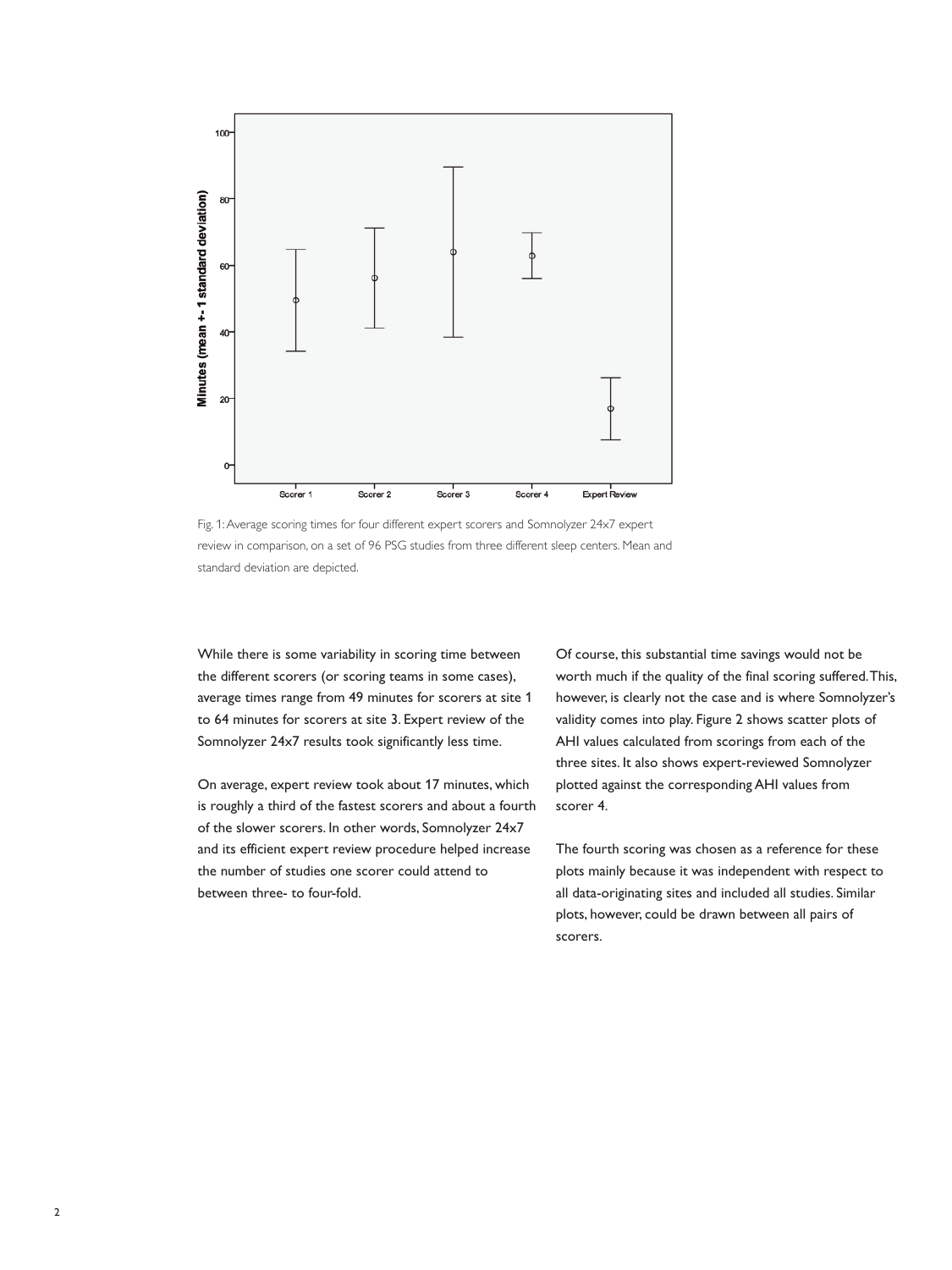Fig. 1: Average scoring times for four different expert scorers and Somnolyzer 24x7 expert review in comparison, on a set of 96 PSG studies from three different sleep centers. Mean and standard deviation are depicted.

While there is some variability in scoring time between the different scorers (or scoring teams in some cases), average times range from 49 minutes for scorers at site 1 to 64 minutes for scorers at site 3. Expert review of the Somnolyzer 24x7 results took significantly less time.

On average, expert review took about 17 minutes, which is roughly a third of the fastest scorers and about a fourth of the slower scorers. In other words, Somnolyzer 24x7 and its efficient expert review procedure helped increase the number of studies one scorer could attend to between three- to four-fold.

Of course, this substantial time savings would not be worth much if the quality of the final scoring suffered. This, however, is clearly not the case and is where Somnolyzer's validity comes into play. Figure 2 shows scatter plots of AHI values calculated from scorings from each of the three sites. It also shows expert-reviewed Somnolyzer plotted against the corresponding AHI values from scorer 4.

The fourth scoring was chosen as a reference for these plots mainly because it was independent with respect to all data-originating sites and included all studies. Similar plots, however, could be drawn between all pairs of scorers.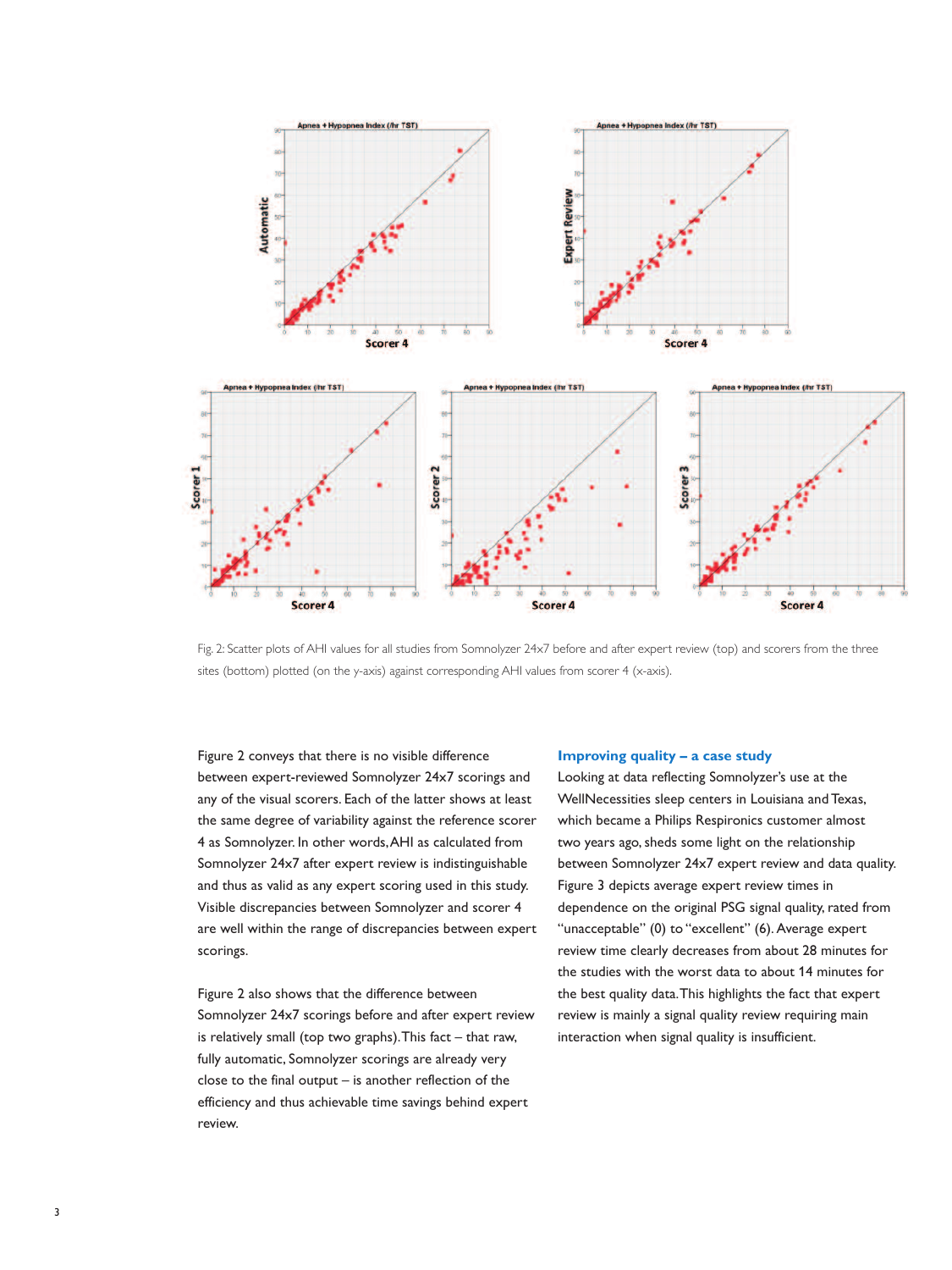Fig. 2: Scatter plots of AHI values for all studies from Somnolyzer 24x7 before and after expert review (top) and scorers from the three sites (bottom) plotted (on the y-axis) against corresponding AHI values from scorer 4 (x-axis).

Figure 2 conveys that there is no visible difference between expert-reviewed Somnolyzer 24x7 scorings and any of the visual scorers. Each of the latter shows at least the same degree of variability against the reference scorer 4 as Somnolyzer. In other words, AHI as calculated from Somnolyzer 24x7 after expert review is indistinguishable and thus as valid as any expert scoring used in this study. Visible discrepancies between Somnolyzer and scorer 4 are well within the range of discrepancies between expert scorings.

Figure 2 also shows that the difference between Somnolyzer 24x7 scorings before and after expert review is relatively small (top two graphs). This fact – that raw, fully automatic, Somnolyzer scorings are already very close to the final output – is another reflection of the efficiency and thus achievable time savings behind expert review.

## Improving quality – a case study

Looking at data reflecting Somnolyzer's use at the WellNecessities sleep centers in Louisiana and Texas, which became a Philips Respironics customer almost two years ago, sheds some light on the relationship between Somnolyzer 24x7 expert review and data quality. Figure 3 depicts average expert review times in dependence on the original PSG signal quality, rated from "unacceptable" (0) to "excellent" (6). Average expert review time clearly decreases from about 28 minutes for the studies with the worst data to about 14 minutes for the best quality data. This highlights the fact that expert review is mainly a signal quality review requiring main interaction when signal quality is insufficient.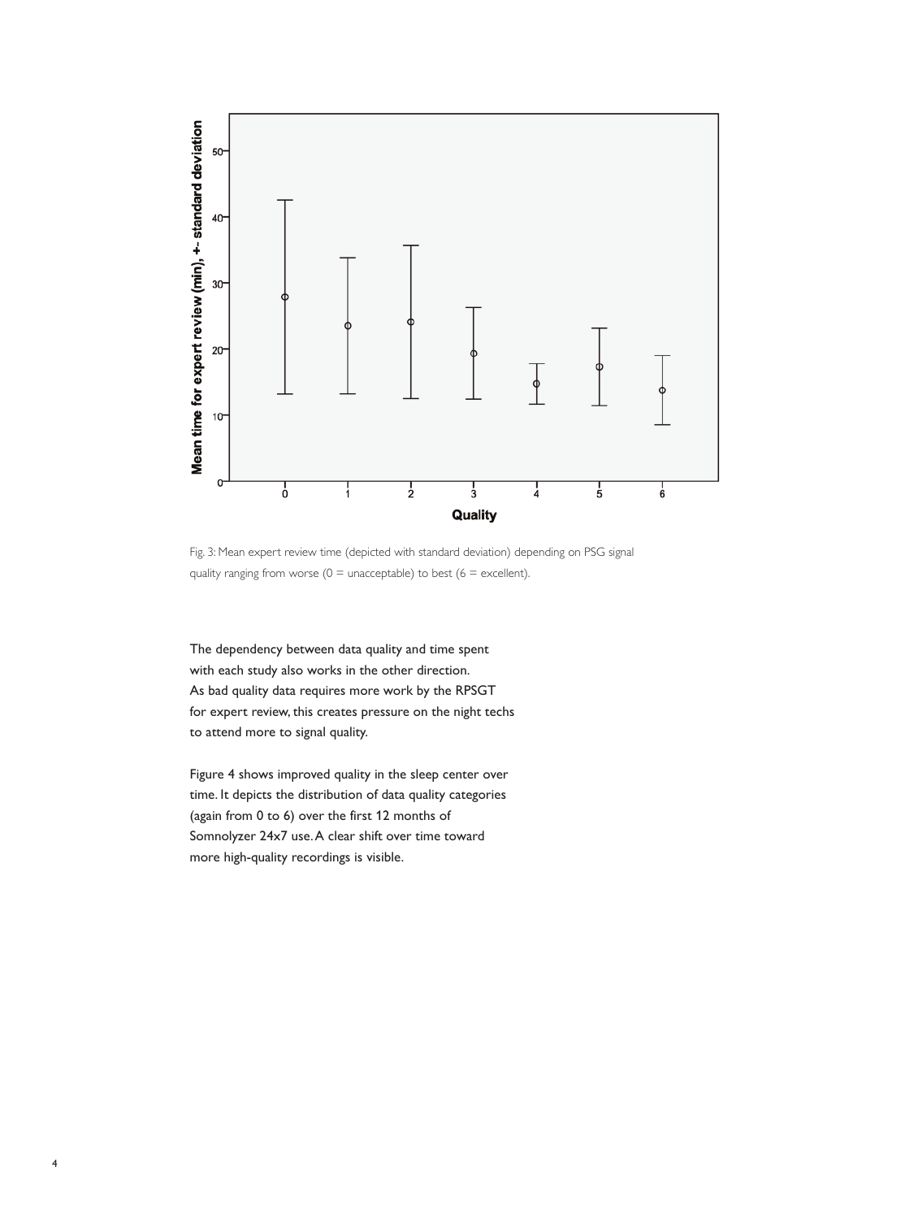Fig. 3: Mean expert review time (depicted with standard deviation) depending on PSG signal quality ranging from worse (0 = unacceptable) to best (6 = excellent).

The dependency between data quality and time spent with each study also works in the other direction. As bad quality data requires more work by the RPSGT for expert review, this creates pressure on the night techs to attend more to signal quality.

Figure 4 shows improved quality in the sleep center over time. It depicts the distribution of data quality categories (again from 0 to 6) over the first 12 months of Somnolyzer 24x7 use. A clear shift over time toward more high-quality recordings is visible.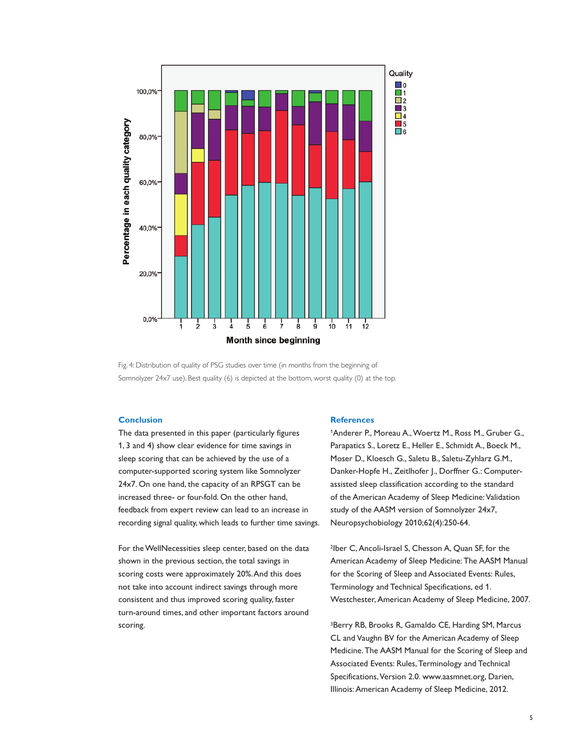Fig. 4: Distribution of quality of PSG studies over time (in months from the beginning of Somnolyzer 24x7 use). Best quality (6) is depicted at the bottom, worst quality (0) at the top.

## Conclusion

The data presented in this paper (particularly figures 1, 3 and 4) show clear evidence for time savings in sleep scoring that can be achieved by the use of a computer-supported scoring system like Somnolyzer 24x7. On one hand, the capacity of an RPSGT can be increased three- or four-fold. On the other hand, feedback from expert review can lead to an increase in recording signal quality, which leads to further time savings.

For the WellNecessities sleep center, based on the data shown in the previous section, the total savings in scoring costs were approximately 20%. And this does not take into account indirect savings through more consistent and thus improved scoring quality, faster turn-around times, and other important factors around scoring.

## References

[1]Anderer P., Moreau A., Woertz M., Ross M., Gruber G., Parapatics S., Loretz E., Heller E., Schmidt A., Boeck M., Moser D., Kloesch G., Saletu B., Saletu-Zyhlarz G.M., Danker-Hopfe H., Zeitlhofer J., Dorffner G.: Computer-assisted sleep classification according to the standard of the American Academy of Sleep Medicine: Validation study of the AASM version of Somnolyzer 24x7, Neuropsychobiology 2010;62(4):250-64.

[2]Iber C, Ancoli-Israel S, Chesson A, Quan SF, for the American Academy of Sleep Medicine: The AASM Manual for the Scoring of Sleep and Associated Events: Rules, Terminology and Technical Specifications, ed 1. Westchester, American Academy of Sleep Medicine, 2007.

[3]Berry RB, Brooks R, Gamaldo CE, Harding SM, Marcus CL and Vaughn BV for the American Academy of Sleep Medicine. The AASM Manual for the Scoring of Sleep and Associated Events: Rules, Terminology and Technical Specifications, Version 2.0. www.aasmnet.org, Darien, Illinois: American Academy of Sleep Medicine, 2012.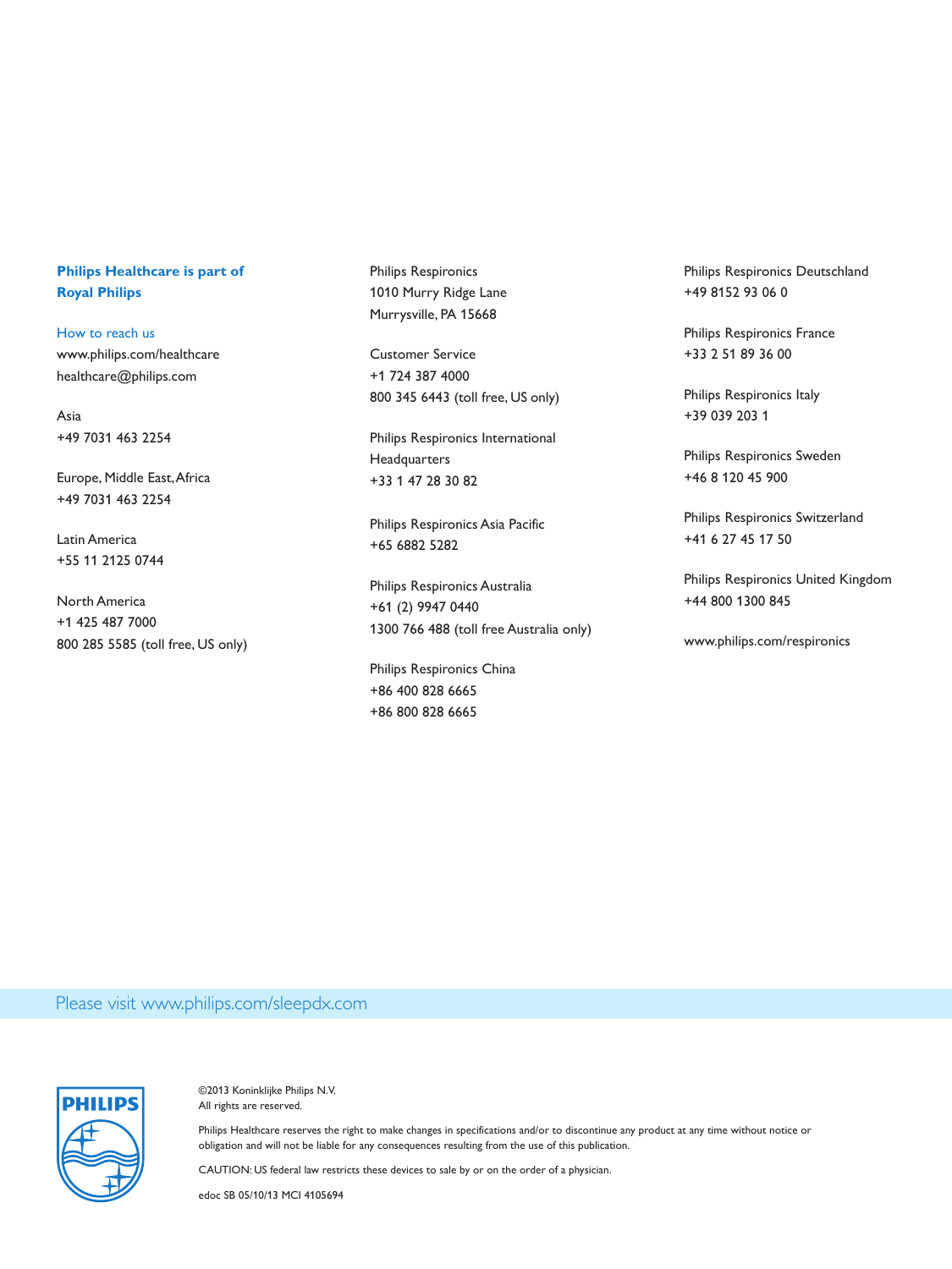**Philips Healthcare is part of Royal Philips**

How to reach us
www.philips.com/healthcare
healthcare@philips.com

Asia
+49 7031 463 2254

Europe, Middle East, Africa
+49 7031 463 2254

Latin America
+55 11 2125 0744

North America
+1 425 487 7000
800 285 5585 (toll free, US only)

Philips Respironics
1010 Murry Ridge Lane
Murrysville, PA 15668

Customer Service
+1 724 387 4000
800 345 6443 (toll free, US only)

Philips Respironics International Headquarters
+33 1 47 28 30 82

Philips Respironics Asia Pacific
+65 6882 5282

Philips Respironics Australia
+61 (2) 9947 0440
1300 766 488 (toll free Australia only)

Philips Respironics China
+86 400 828 6665
+86 800 828 6665

Philips Respironics Deutschland
+49 8152 93 06 0

Philips Respironics France
+33 2 51 89 36 00

Philips Respironics Italy
+39 039 203 1

Philips Respironics Sweden
+46 8 120 45 900

Philips Respironics Switzerland
+41 6 27 45 17 50

Philips Respironics United Kingdom
+44 800 1300 845

www.philips.com/respironics

Please visit www.philips.com/sleepdx.com

©2013 Koninklijke Philips N.V.
All rights are reserved.

Philips Healthcare reserves the right to make changes in specifications and/or to discontinue any product at any time without notice or obligation and will not be liable for any consequences resulting from the use of this publication.

CAUTION: US federal law restricts these devices to sale by or on the order of a physician.

edoc SB 05/10/13 MCI 4105694